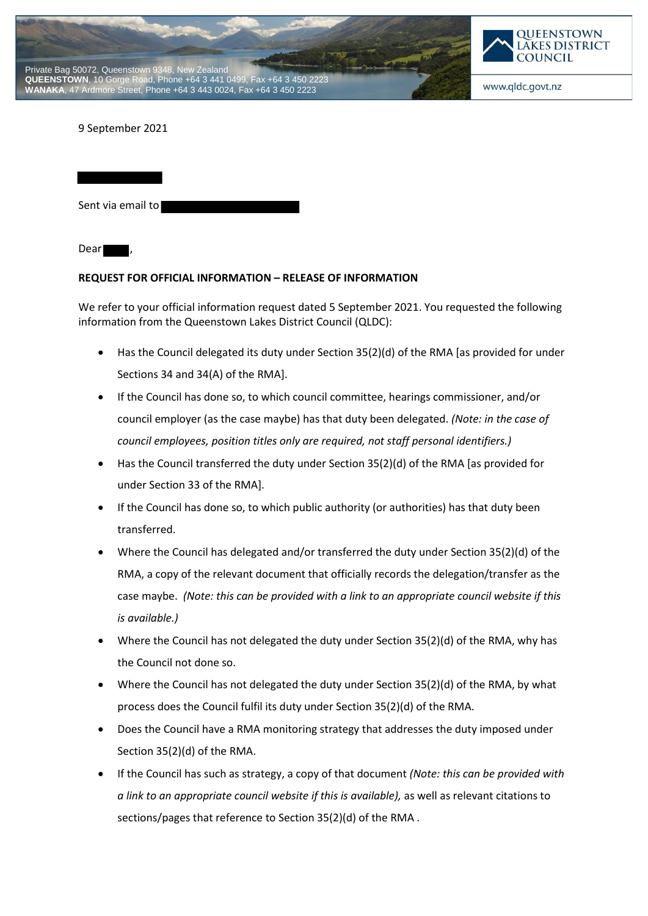Private Bag 50072, Queenstown 9348, New Zealand
**QUEENSTOWN**, 10 Gorge Road, Phone +64 3 441 0499, Fax +64 3 450 2223
**WANAKA**, 47 Ardmore Street, Phone +64 3 443 0024, Fax +64 3 450 2223

QUEENSTOWN LAKES DISTRICT COUNCIL

www.qldc.govt.nz

9 September 2021

Sent via email to

Dear ,

**REQUEST FOR OFFICIAL INFORMATION – RELEASE OF INFORMATION**

We refer to your official information request dated 5 September 2021. You requested the following information from the Queenstown Lakes District Council (QLDC):

- Has the Council delegated its duty under Section 35(2)(d) of the RMA [as provided for under Sections 34 and 34(A) of the RMA].
- If the Council has done so, to which council committee, hearings commissioner, and/or council employer (as the case maybe) has that duty been delegated. *(Note: in the case of council employees, position titles only are required, not staff personal identifiers.)*
- Has the Council transferred the duty under Section 35(2)(d) of the RMA [as provided for under Section 33 of the RMA].
- If the Council has done so, to which public authority (or authorities) has that duty been transferred.
- Where the Council has delegated and/or transferred the duty under Section 35(2)(d) of the RMA, a copy of the relevant document that officially records the delegation/transfer as the case maybe. *(Note: this can be provided with a link to an appropriate council website if this is available.)*
- Where the Council has not delegated the duty under Section 35(2)(d) of the RMA, why has the Council not done so.
- Where the Council has not delegated the duty under Section 35(2)(d) of the RMA, by what process does the Council fulfil its duty under Section 35(2)(d) of the RMA.
- Does the Council have a RMA monitoring strategy that addresses the duty imposed under Section 35(2)(d) of the RMA.
- If the Council has such as strategy, a copy of that document *(Note: this can be provided with a link to an appropriate council website if this is available),* as well as relevant citations to sections/pages that reference to Section 35(2)(d) of the RMA .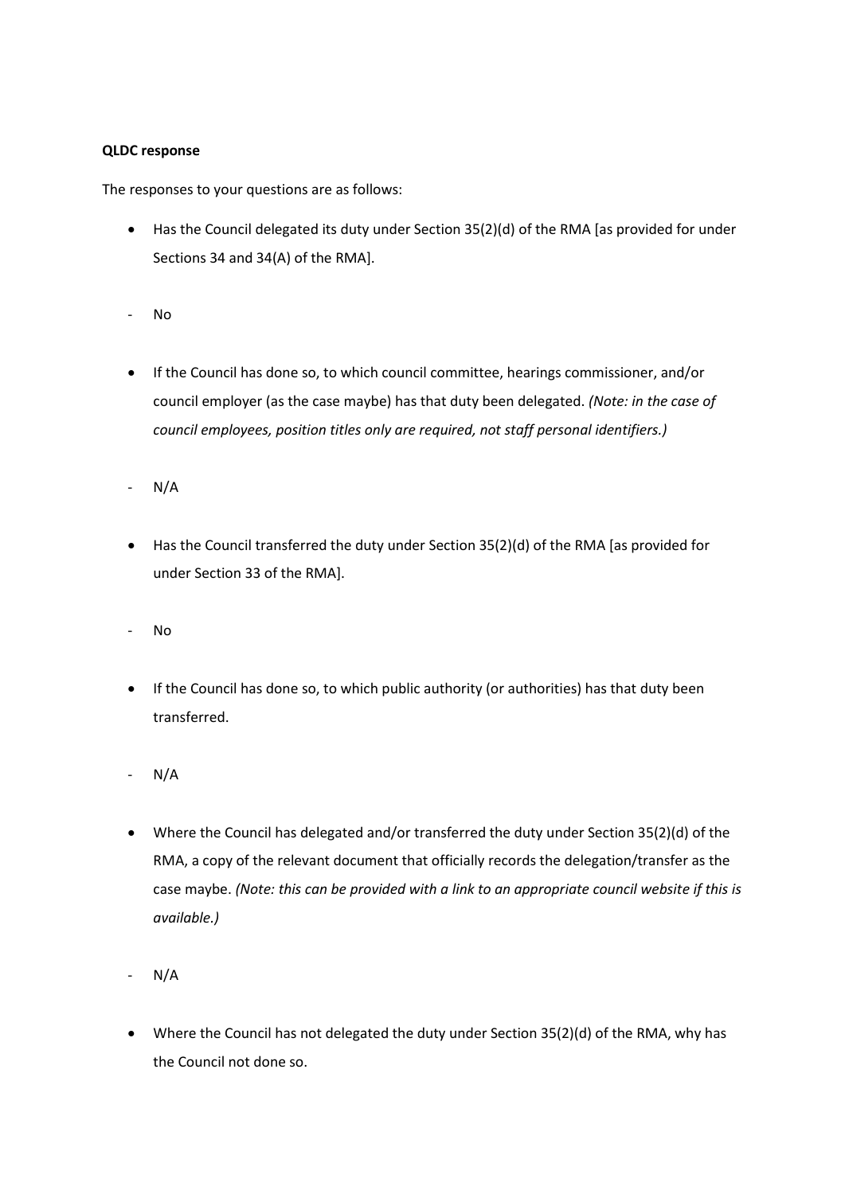**QLDC response**

The responses to your questions are as follows:

- Has the Council delegated its duty under Section 35(2)(d) of the RMA [as provided for under Sections 34 and 34(A) of the RMA].

- No

- If the Council has done so, to which council committee, hearings commissioner, and/or council employer (as the case maybe) has that duty been delegated. *(Note: in the case of council employees, position titles only are required, not staff personal identifiers.)*

- N/A

- Has the Council transferred the duty under Section 35(2)(d) of the RMA [as provided for under Section 33 of the RMA].

- No

- If the Council has done so, to which public authority (or authorities) has that duty been transferred.

- N/A

- Where the Council has delegated and/or transferred the duty under Section 35(2)(d) of the RMA, a copy of the relevant document that officially records the delegation/transfer as the case maybe. *(Note: this can be provided with a link to an appropriate council website if this is available.)*

- N/A

- Where the Council has not delegated the duty under Section 35(2)(d) of the RMA, why has the Council not done so.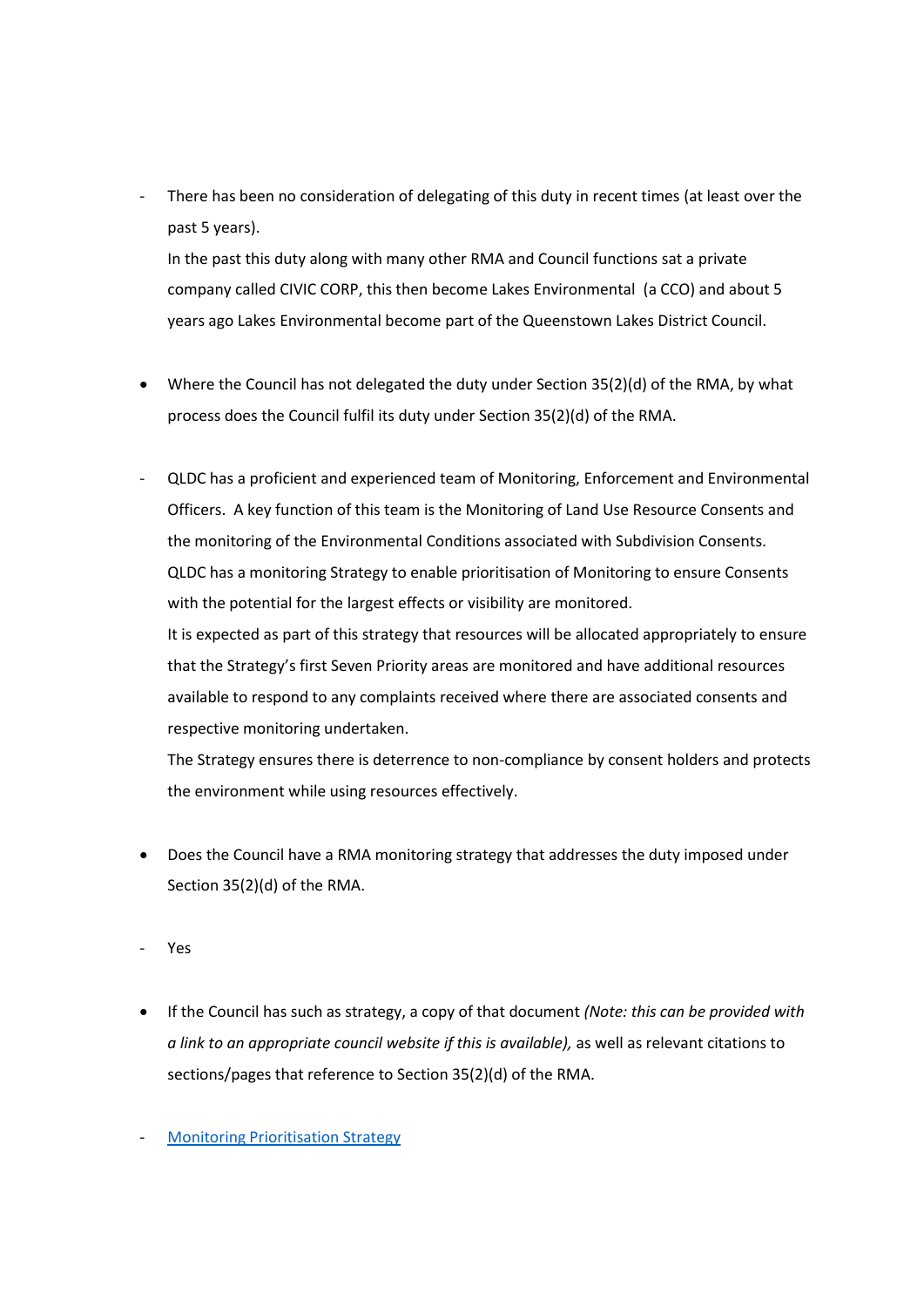- There has been no consideration of delegating of this duty in recent times (at least over the past 5 years).
  In the past this duty along with many other RMA and Council functions sat a private company called CIVIC CORP, this then become Lakes Environmental (a CCO) and about 5 years ago Lakes Environmental become part of the Queenstown Lakes District Council.

- Where the Council has not delegated the duty under Section 35(2)(d) of the RMA, by what process does the Council fulfil its duty under Section 35(2)(d) of the RMA.

- QLDC has a proficient and experienced team of Monitoring, Enforcement and Environmental Officers. A key function of this team is the Monitoring of Land Use Resource Consents and the monitoring of the Environmental Conditions associated with Subdivision Consents.
  QLDC has a monitoring Strategy to enable prioritisation of Monitoring to ensure Consents with the potential for the largest effects or visibility are monitored.
  It is expected as part of this strategy that resources will be allocated appropriately to ensure that the Strategy's first Seven Priority areas are monitored and have additional resources available to respond to any complaints received where there are associated consents and respective monitoring undertaken.
  The Strategy ensures there is deterrence to non-compliance by consent holders and protects the environment while using resources effectively.

- Does the Council have a RMA monitoring strategy that addresses the duty imposed under Section 35(2)(d) of the RMA.

- Yes

- If the Council has such as strategy, a copy of that document *(Note: this can be provided with a link to an appropriate council website if this is available),* as well as relevant citations to sections/pages that reference to Section 35(2)(d) of the RMA.

- Monitoring Prioritisation Strategy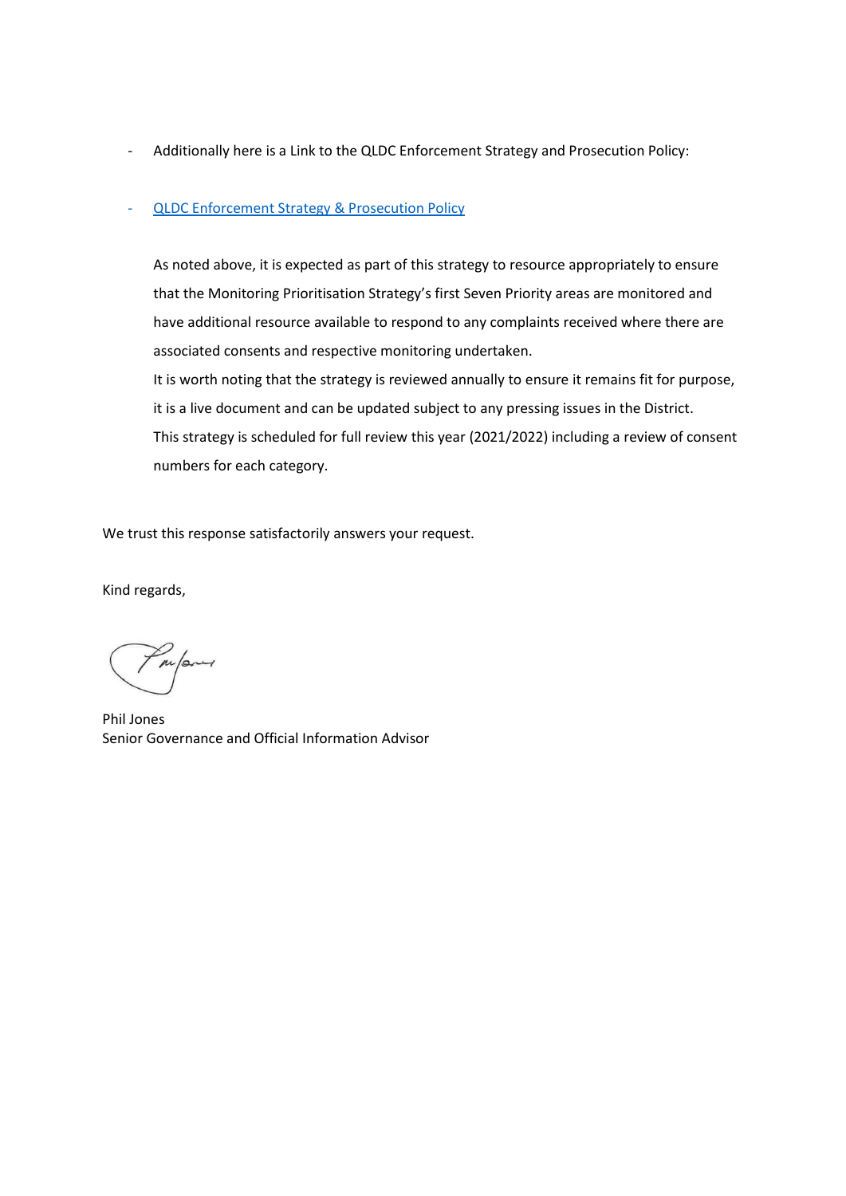- Additionally here is a Link to the QLDC Enforcement Strategy and Prosecution Policy:

- QLDC Enforcement Strategy & Prosecution Policy

  As noted above, it is expected as part of this strategy to resource appropriately to ensure that the Monitoring Prioritisation Strategy's first Seven Priority areas are monitored and have additional resource available to respond to any complaints received where there are associated consents and respective monitoring undertaken.
  It is worth noting that the strategy is reviewed annually to ensure it remains fit for purpose, it is a live document and can be updated subject to any pressing issues in the District.
  This strategy is scheduled for full review this year (2021/2022) including a review of consent numbers for each category.

We trust this response satisfactorily answers your request.

Kind regards,

Phil Jones
Senior Governance and Official Information Advisor